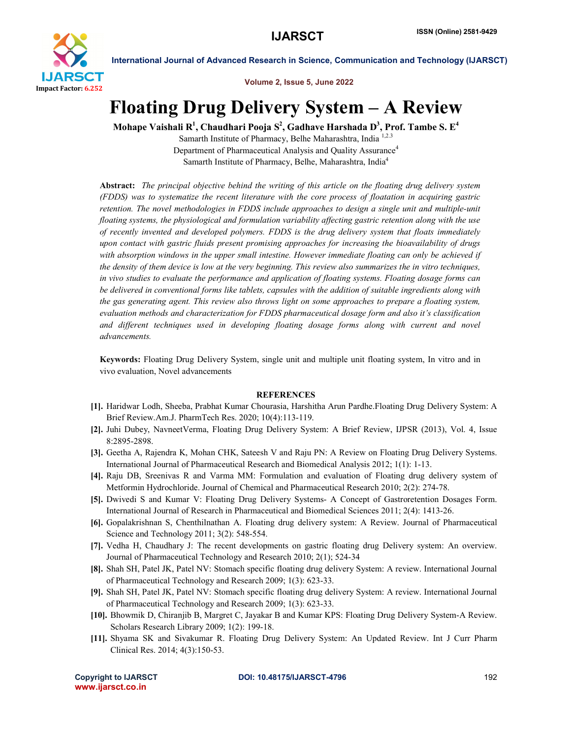# Floating Drug Delivery System – A Review

**Mohape Vaishali R[1], Chaudhari Pooja S[2], Gadhave Harshada D[3], Prof. Tambe S. E[4]**

Samarth Institute of Pharmacy, Belhe Maharashtra, India [1,2,3]
Department of Pharmaceutical Analysis and Quality Assurance[4]
Samarth Institute of Pharmacy, Belhe, Maharashtra, India[4]

**Abstract:** *The principal objective behind the writing of this article on the floating drug delivery system (FDDS) was to systematize the recent literature with the core process of floatation in acquiring gastric retention. The novel methodologies in FDDS include approaches to design a single unit and multiple-unit floating systems, the physiological and formulation variability affecting gastric retention along with the use of recently invented and developed polymers. FDDS is the drug delivery system that floats immediately upon contact with gastric fluids present promising approaches for increasing the bioavailability of drugs with absorption windows in the upper small intestine. However immediate floating can only be achieved if the density of them device is low at the very beginning. This review also summarizes the in vitro techniques, in vivo studies to evaluate the performance and application of floating systems. Floating dosage forms can be delivered in conventional forms like tablets, capsules with the addition of suitable ingredients along with the gas generating agent. This review also throws light on some approaches to prepare a floating system, evaluation methods and characterization for FDDS pharmaceutical dosage form and also it's classification and different techniques used in developing floating dosage forms along with current and novel advancements.*

**Keywords:** Floating Drug Delivery System, single unit and multiple unit floating system, In vitro and in vivo evaluation, Novel advancements

## REFERENCES

**[1].** Haridwar Lodh, Sheeba, Prabhat Kumar Chourasia, Harshitha Arun Pardhe.Floating Drug Delivery System: A Brief Review.Am.J. PharmTech Res. 2020; 10(4):113-119.

**[2].** Juhi Dubey, NavneetVerma, Floating Drug Delivery System: A Brief Review, IJPSR (2013), Vol. 4, Issue 8:2895-2898.

**[3].** Geetha A, Rajendra K, Mohan CHK, Sateesh V and Raju PN: A Review on Floating Drug Delivery Systems. International Journal of Pharmaceutical Research and Biomedical Analysis 2012; 1(1): 1-13.

**[4].** Raju DB, Sreenivas R and Varma MM: Formulation and evaluation of Floating drug delivery system of Metformin Hydrochloride. Journal of Chemical and Pharmaceutical Research 2010; 2(2): 274-78.

**[5].** Dwivedi S and Kumar V: Floating Drug Delivery Systems- A Concept of Gastroretention Dosages Form. International Journal of Research in Pharmaceutical and Biomedical Sciences 2011; 2(4): 1413-26.

**[6].** Gopalakrishnan S, Chenthilnathan A. Floating drug delivery system: A Review. Journal of Pharmaceutical Science and Technology 2011; 3(2): 548-554.

**[7].** Vedha H, Chaudhary J: The recent developments on gastric floating drug Delivery system: An overview. Journal of Pharmaceutical Technology and Research 2010; 2(1); 524-34

**[8].** Shah SH, Patel JK, Patel NV: Stomach specific floating drug delivery System: A review. International Journal of Pharmaceutical Technology and Research 2009; 1(3): 623-33.

**[9].** Shah SH, Patel JK, Patel NV: Stomach specific floating drug delivery System: A review. International Journal of Pharmaceutical Technology and Research 2009; 1(3): 623-33.

**[10].** Bhowmik D, Chiranjib B, Margret C, Jayakar B and Kumar KPS: Floating Drug Delivery System-A Review. Scholars Research Library 2009; 1(2): 199-18.

**[11].** Shyama SK and Sivakumar R. Floating Drug Delivery System: An Updated Review. Int J Curr Pharm Clinical Res. 2014; 4(3):150-53.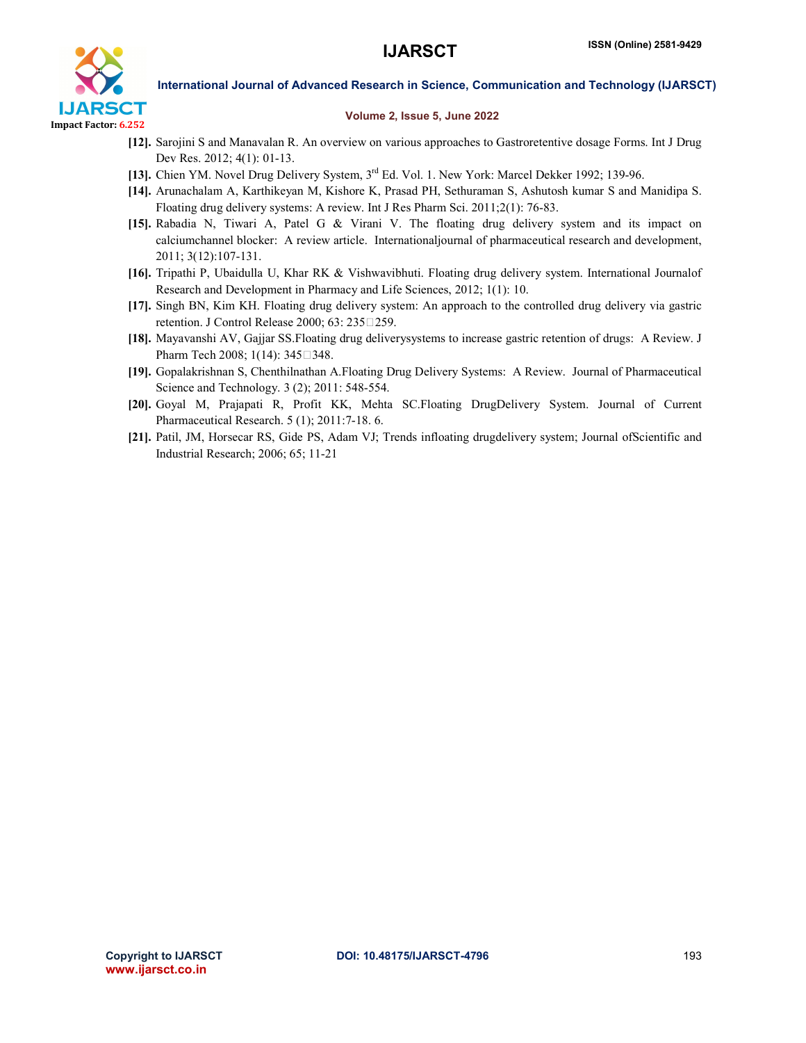**[12].** Sarojini S and Manavalan R. An overview on various approaches to Gastroretentive dosage Forms. Int J Drug Dev Res. 2012; 4(1): 01-13.

**[13].** Chien YM. Novel Drug Delivery System, 3rd Ed. Vol. 1. New York: Marcel Dekker 1992; 139-96.

**[14].** Arunachalam A, Karthikeyan M, Kishore K, Prasad PH, Sethuraman S, Ashutosh kumar S and Manidipa S. Floating drug delivery systems: A review. Int J Res Pharm Sci. 2011;2(1): 76-83.

**[15].** Rabadia N, Tiwari A, Patel G & Virani V. The floating drug delivery system and its impact on calciumchannel blocker: A review article. Internationaljournal of pharmaceutical research and development, 2011; 3(12):107-131.

**[16].** Tripathi P, Ubaidulla U, Khar RK & Vishwavibhuti. Floating drug delivery system. International Journalof Research and Development in Pharmacy and Life Sciences, 2012; 1(1): 10.

**[17].** Singh BN, Kim KH. Floating drug delivery system: An approach to the controlled drug delivery via gastric retention. J Control Release 2000; 63: 235□259.

**[18].** Mayavanshi AV, Gajjar SS.Floating drug deliverysystems to increase gastric retention of drugs: A Review. J Pharm Tech 2008; 1(14): 345□348.

**[19].** Gopalakrishnan S, Chenthilnathan A.Floating Drug Delivery Systems: A Review. Journal of Pharmaceutical Science and Technology. 3 (2); 2011: 548-554.

**[20].** Goyal M, Prajapati R, Profit KK, Mehta SC.Floating DrugDelivery System. Journal of Current Pharmaceutical Research. 5 (1); 2011:7-18. 6.

**[21].** Patil, JM, Horsecar RS, Gide PS, Adam VJ; Trends infloating drugdelivery system; Journal ofScientific and Industrial Research; 2006; 65; 11-21